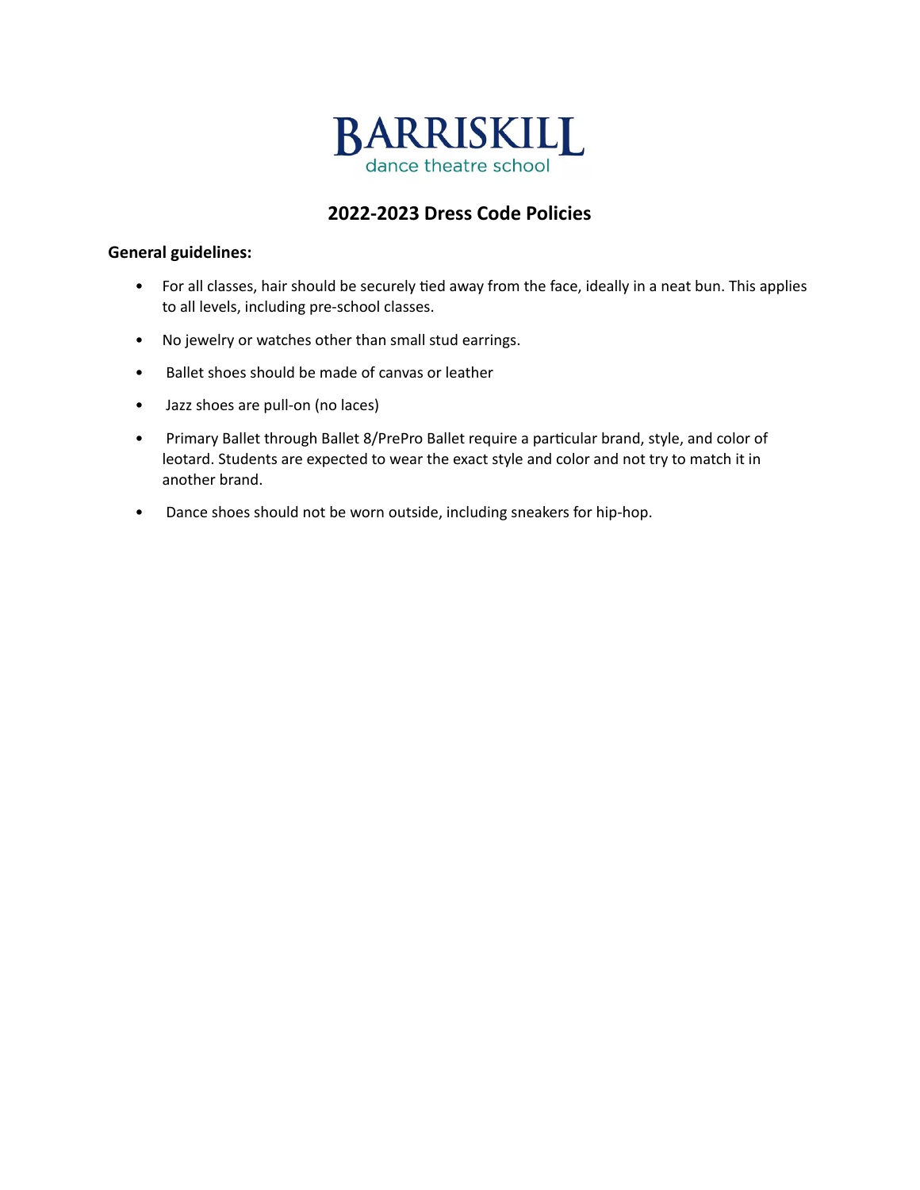# BARRISKILL
dance theatre school

## 2022-2023 Dress Code Policies

**General guidelines:**

- For all classes, hair should be securely tied away from the face, ideally in a neat bun. This applies to all levels, including pre-school classes.
- No jewelry or watches other than small stud earrings.
- Ballet shoes should be made of canvas or leather
- Jazz shoes are pull-on (no laces)
- Primary Ballet through Ballet 8/PrePro Ballet require a particular brand, style, and color of leotard. Students are expected to wear the exact style and color and not try to match it in another brand.
- Dance shoes should not be worn outside, including sneakers for hip-hop.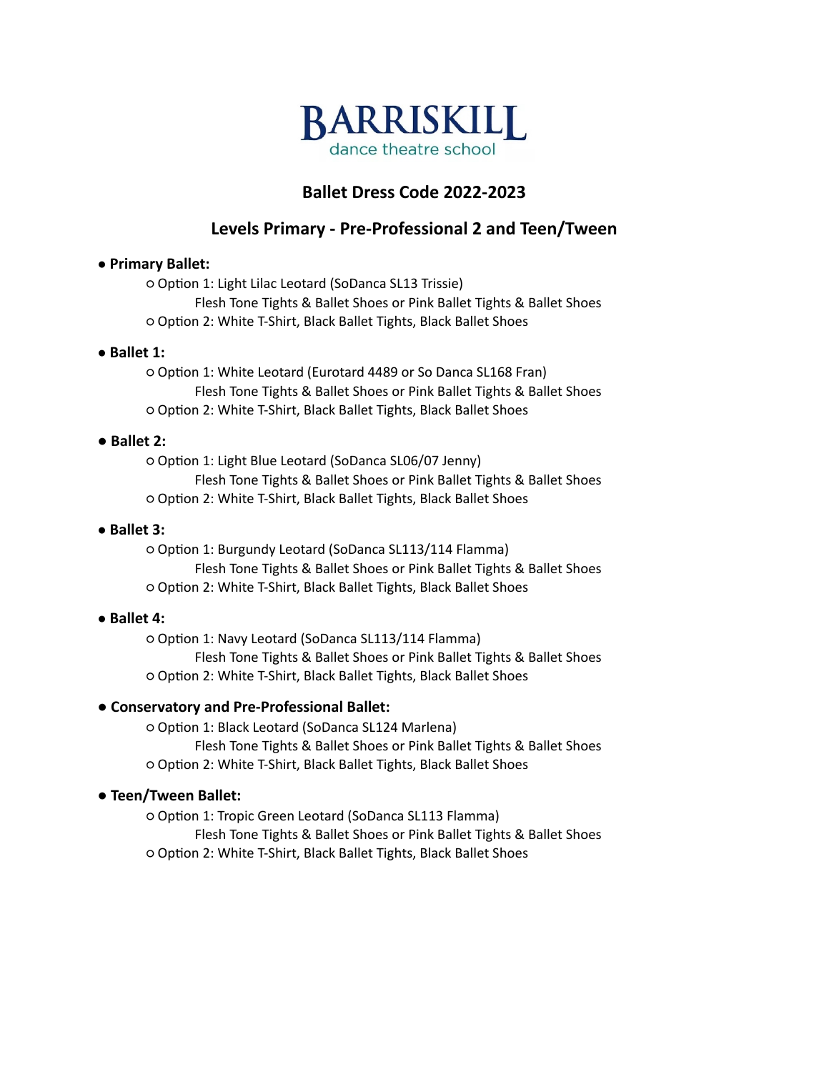BARRISKILL
dance theatre school

## Ballet Dress Code 2022-2023

### Levels Primary - Pre-Professional 2 and Teen/Tween

- **Primary Ballet:**
  - Option 1: Light Lilac Leotard (SoDanca SL13 Trissie)
    Flesh Tone Tights & Ballet Shoes or Pink Ballet Tights & Ballet Shoes
  - Option 2: White T-Shirt, Black Ballet Tights, Black Ballet Shoes
- **Ballet 1:**
  - Option 1: White Leotard (Eurotard 4489 or So Danca SL168 Fran)
    Flesh Tone Tights & Ballet Shoes or Pink Ballet Tights & Ballet Shoes
  - Option 2: White T-Shirt, Black Ballet Tights, Black Ballet Shoes
- **Ballet 2:**
  - Option 1: Light Blue Leotard (SoDanca SL06/07 Jenny)
    Flesh Tone Tights & Ballet Shoes or Pink Ballet Tights & Ballet Shoes
  - Option 2: White T-Shirt, Black Ballet Tights, Black Ballet Shoes
- **Ballet 3:**
  - Option 1: Burgundy Leotard (SoDanca SL113/114 Flamma)
    Flesh Tone Tights & Ballet Shoes or Pink Ballet Tights & Ballet Shoes
  - Option 2: White T-Shirt, Black Ballet Tights, Black Ballet Shoes
- **Ballet 4:**
  - Option 1: Navy Leotard (SoDanca SL113/114 Flamma)
    Flesh Tone Tights & Ballet Shoes or Pink Ballet Tights & Ballet Shoes
  - Option 2: White T-Shirt, Black Ballet Tights, Black Ballet Shoes
- **Conservatory and Pre-Professional Ballet:**
  - Option 1: Black Leotard (SoDanca SL124 Marlena)
    Flesh Tone Tights & Ballet Shoes or Pink Ballet Tights & Ballet Shoes
  - Option 2: White T-Shirt, Black Ballet Tights, Black Ballet Shoes
- **Teen/Tween Ballet:**
  - Option 1: Tropic Green Leotard (SoDanca SL113 Flamma)
    Flesh Tone Tights & Ballet Shoes or Pink Ballet Tights & Ballet Shoes
  - Option 2: White T-Shirt, Black Ballet Tights, Black Ballet Shoes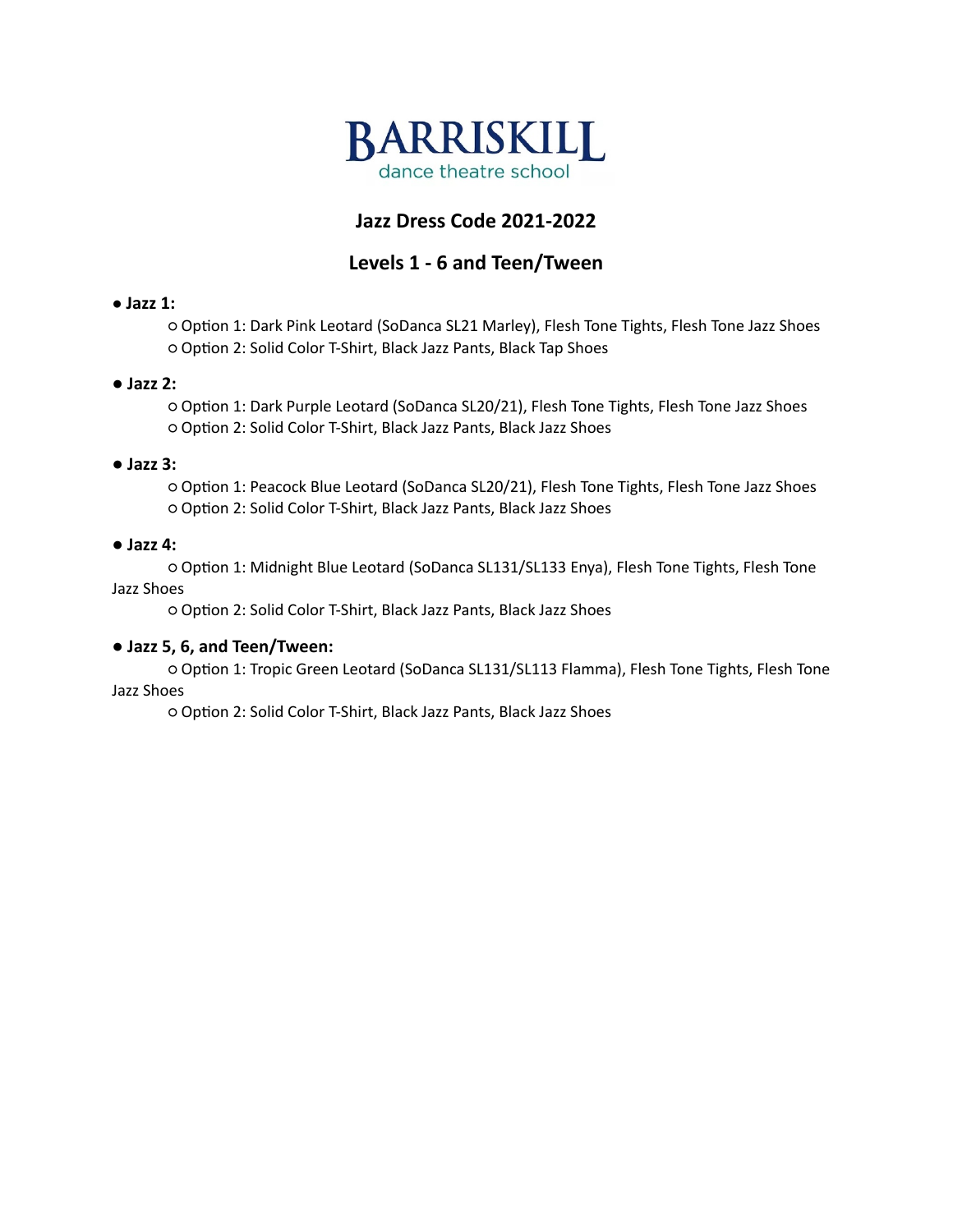BARRISKILL

dance theatre school

## Jazz Dress Code 2021-2022

## Levels 1 - 6 and Teen/Tween

- **Jazz 1:**
  - Option 1: Dark Pink Leotard (SoDanca SL21 Marley), Flesh Tone Tights, Flesh Tone Jazz Shoes
  - Option 2: Solid Color T-Shirt, Black Jazz Pants, Black Tap Shoes
- **Jazz 2:**
  - Option 1: Dark Purple Leotard (SoDanca SL20/21), Flesh Tone Tights, Flesh Tone Jazz Shoes
  - Option 2: Solid Color T-Shirt, Black Jazz Pants, Black Jazz Shoes
- **Jazz 3:**
  - Option 1: Peacock Blue Leotard (SoDanca SL20/21), Flesh Tone Tights, Flesh Tone Jazz Shoes
  - Option 2: Solid Color T-Shirt, Black Jazz Pants, Black Jazz Shoes
- **Jazz 4:**
  - Option 1: Midnight Blue Leotard (SoDanca SL131/SL133 Enya), Flesh Tone Tights, Flesh Tone Jazz Shoes
  - Option 2: Solid Color T-Shirt, Black Jazz Pants, Black Jazz Shoes
- **Jazz 5, 6, and Teen/Tween:**
  - Option 1: Tropic Green Leotard (SoDanca SL131/SL113 Flamma), Flesh Tone Tights, Flesh Tone Jazz Shoes
  - Option 2: Solid Color T-Shirt, Black Jazz Pants, Black Jazz Shoes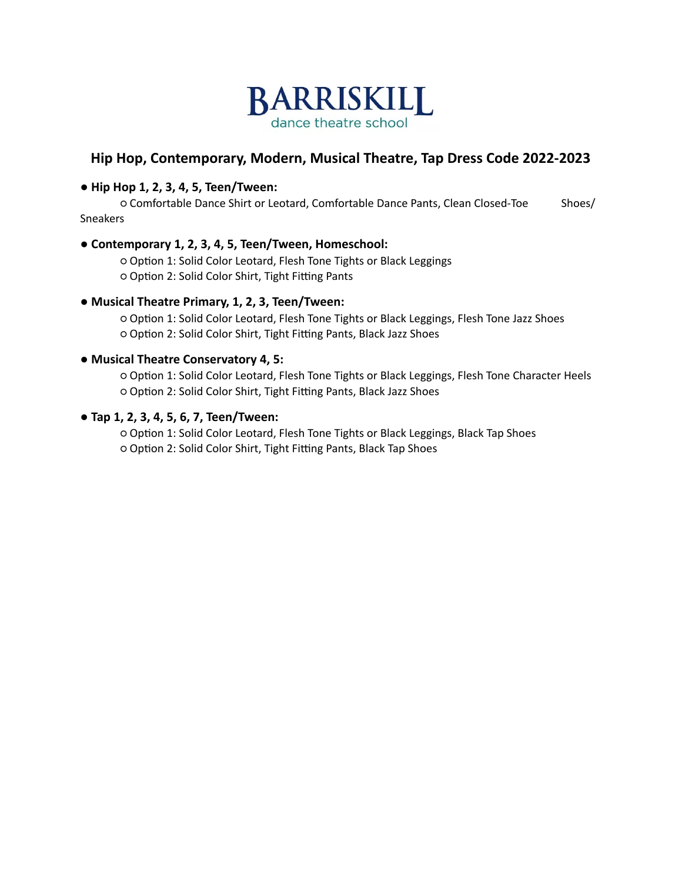**BARRISKILL**
dance theatre school

## Hip Hop, Contemporary, Modern, Musical Theatre, Tap Dress Code 2022-2023

- **Hip Hop 1, 2, 3, 4, 5, Teen/Tween:**
  - Comfortable Dance Shirt or Leotard, Comfortable Dance Pants, Clean Closed-Toe Shoes/ Sneakers

- **Contemporary 1, 2, 3, 4, 5, Teen/Tween, Homeschool:**
  - Option 1: Solid Color Leotard, Flesh Tone Tights or Black Leggings
  - Option 2: Solid Color Shirt, Tight Fitting Pants

- **Musical Theatre Primary, 1, 2, 3, Teen/Tween:**
  - Option 1: Solid Color Leotard, Flesh Tone Tights or Black Leggings, Flesh Tone Jazz Shoes
  - Option 2: Solid Color Shirt, Tight Fitting Pants, Black Jazz Shoes

- **Musical Theatre Conservatory 4, 5:**
  - Option 1: Solid Color Leotard, Flesh Tone Tights or Black Leggings, Flesh Tone Character Heels
  - Option 2: Solid Color Shirt, Tight Fitting Pants, Black Jazz Shoes

- **Tap 1, 2, 3, 4, 5, 6, 7, Teen/Tween:**
  - Option 1: Solid Color Leotard, Flesh Tone Tights or Black Leggings, Black Tap Shoes
  - Option 2: Solid Color Shirt, Tight Fitting Pants, Black Tap Shoes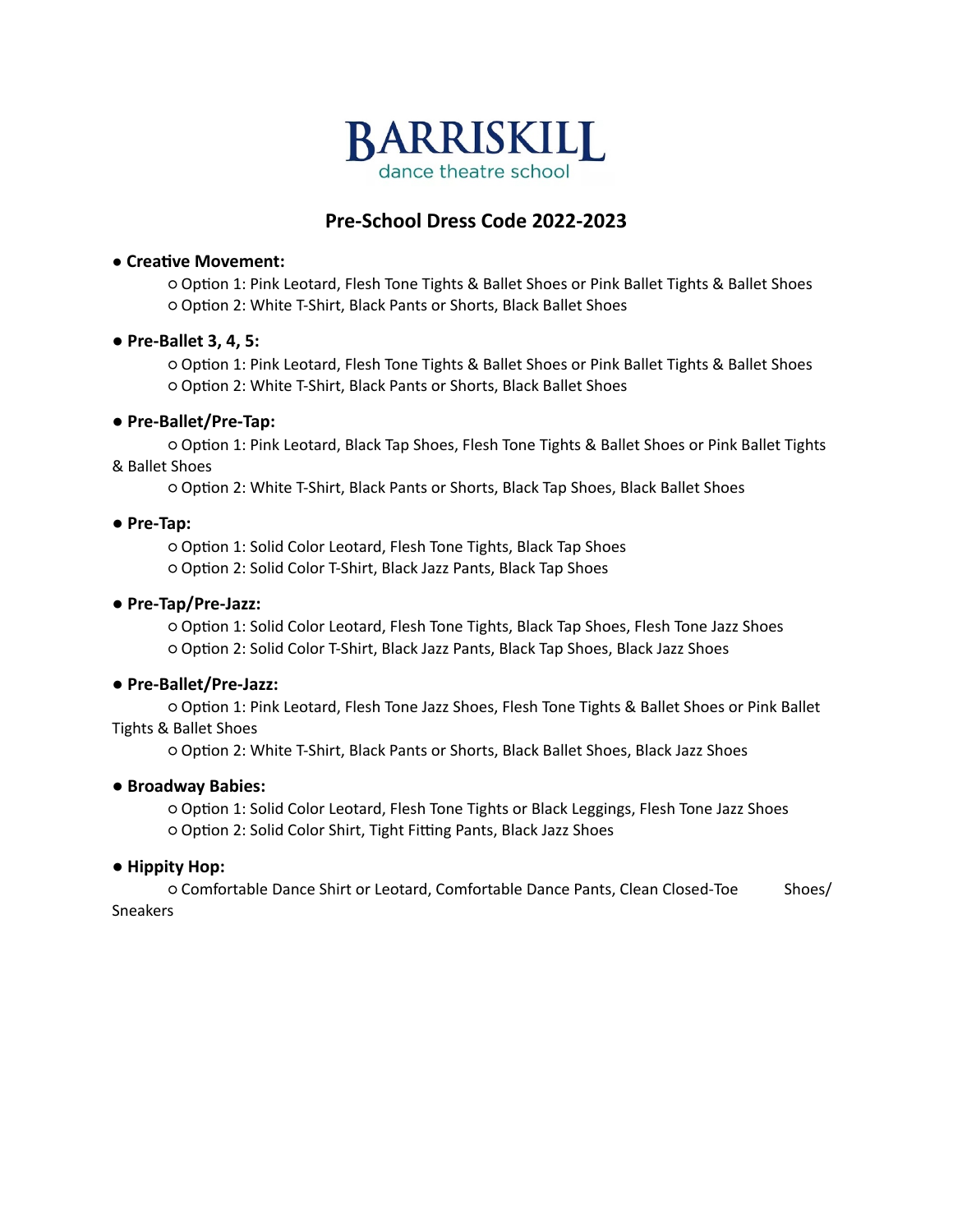BARRISKILL
dance theatre school

## Pre-School Dress Code 2022-2023

- **Creative Movement:**
  - Option 1: Pink Leotard, Flesh Tone Tights & Ballet Shoes or Pink Ballet Tights & Ballet Shoes
  - Option 2: White T-Shirt, Black Pants or Shorts, Black Ballet Shoes
- **Pre-Ballet 3, 4, 5:**
  - Option 1: Pink Leotard, Flesh Tone Tights & Ballet Shoes or Pink Ballet Tights & Ballet Shoes
  - Option 2: White T-Shirt, Black Pants or Shorts, Black Ballet Shoes
- **Pre-Ballet/Pre-Tap:**
  - Option 1: Pink Leotard, Black Tap Shoes, Flesh Tone Tights & Ballet Shoes or Pink Ballet Tights & Ballet Shoes
  - Option 2: White T-Shirt, Black Pants or Shorts, Black Tap Shoes, Black Ballet Shoes
- **Pre-Tap:**
  - Option 1: Solid Color Leotard, Flesh Tone Tights, Black Tap Shoes
  - Option 2: Solid Color T-Shirt, Black Jazz Pants, Black Tap Shoes
- **Pre-Tap/Pre-Jazz:**
  - Option 1: Solid Color Leotard, Flesh Tone Tights, Black Tap Shoes, Flesh Tone Jazz Shoes
  - Option 2: Solid Color T-Shirt, Black Jazz Pants, Black Tap Shoes, Black Jazz Shoes
- **Pre-Ballet/Pre-Jazz:**
  - Option 1: Pink Leotard, Flesh Tone Jazz Shoes, Flesh Tone Tights & Ballet Shoes or Pink Ballet Tights & Ballet Shoes
  - Option 2: White T-Shirt, Black Pants or Shorts, Black Ballet Shoes, Black Jazz Shoes
- **Broadway Babies:**
  - Option 1: Solid Color Leotard, Flesh Tone Tights or Black Leggings, Flesh Tone Jazz Shoes
  - Option 2: Solid Color Shirt, Tight Fitting Pants, Black Jazz Shoes
- **Hippity Hop:**
  - Comfortable Dance Shirt or Leotard, Comfortable Dance Pants, Clean Closed-Toe Shoes/ Sneakers